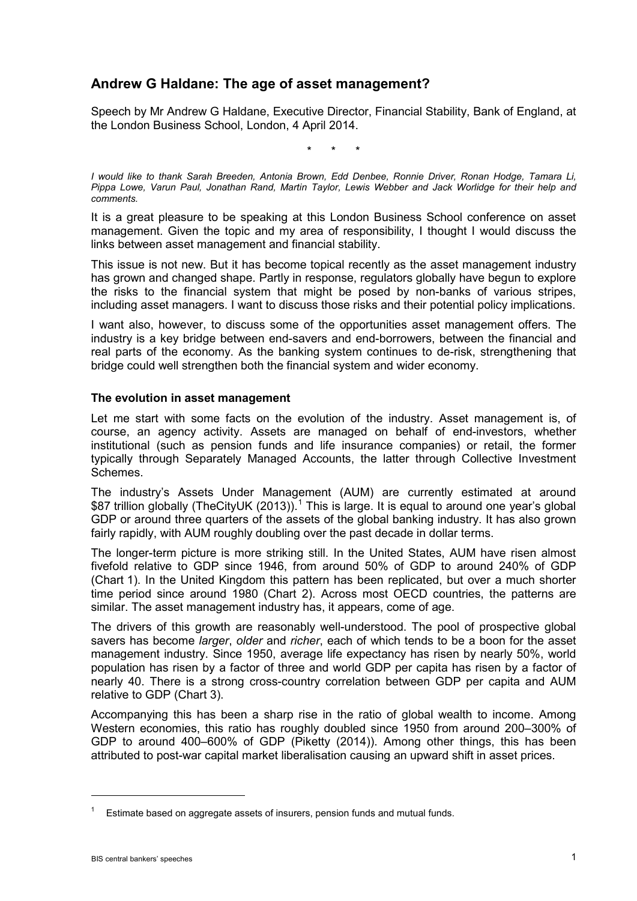## Andrew G Haldane: The age of asset management?

Speech by Mr Andrew G Haldane, Executive Director, Financial Stability, Bank of England, at the London Business School, London, 4 April 2014.

\* \* \*

*I would like to thank Sarah Breeden, Antonia Brown, Edd Denbee, Ronnie Driver, Ronan Hodge, Tamara Li, Pippa Lowe, Varun Paul, Jonathan Rand, Martin Taylor, Lewis Webber and Jack Worlidge for their help and comments.*

It is a great pleasure to be speaking at this London Business School conference on asset management. Given the topic and my area of responsibility, I thought I would discuss the links between asset management and financial stability.

This issue is not new. But it has become topical recently as the asset management industry has grown and changed shape. Partly in response, regulators globally have begun to explore the risks to the financial system that might be posed by non-banks of various stripes, including asset managers. I want to discuss those risks and their potential policy implications.

I want also, however, to discuss some of the opportunities asset management offers. The industry is a key bridge between end-savers and end-borrowers, between the financial and real parts of the economy. As the banking system continues to de-risk, strengthening that bridge could well strengthen both the financial system and wider economy.

### The evolution in asset management

Let me start with some facts on the evolution of the industry. Asset management is, of course, an agency activity. Assets are managed on behalf of end-investors, whether institutional (such as pension funds and life insurance companies) or retail, the former typically through Separately Managed Accounts, the latter through Collective Investment Schemes.

The industry's Assets Under Management (AUM) are currently estimated at around \$87 trillion globally (TheCityUK (2013)).[1] This is large. It is equal to around one year's global GDP or around three quarters of the assets of the global banking industry. It has also grown fairly rapidly, with AUM roughly doubling over the past decade in dollar terms.

The longer-term picture is more striking still. In the United States, AUM have risen almost fivefold relative to GDP since 1946, from around 50% of GDP to around 240% of GDP (Chart 1). In the United Kingdom this pattern has been replicated, but over a much shorter time period since around 1980 (Chart 2). Across most OECD countries, the patterns are similar. The asset management industry has, it appears, come of age.

The drivers of this growth are reasonably well-understood. The pool of prospective global savers has become *larger*, *older* and *richer*, each of which tends to be a boon for the asset management industry. Since 1950, average life expectancy has risen by nearly 50%, world population has risen by a factor of three and world GDP per capita has risen by a factor of nearly 40. There is a strong cross-country correlation between GDP per capita and AUM relative to GDP (Chart 3).

Accompanying this has been a sharp rise in the ratio of global wealth to income. Among Western economies, this ratio has roughly doubled since 1950 from around 200–300% of GDP to around 400–600% of GDP (Piketty (2014)). Among other things, this has been attributed to post-war capital market liberalisation causing an upward shift in asset prices.

---

[1] Estimate based on aggregate assets of insurers, pension funds and mutual funds.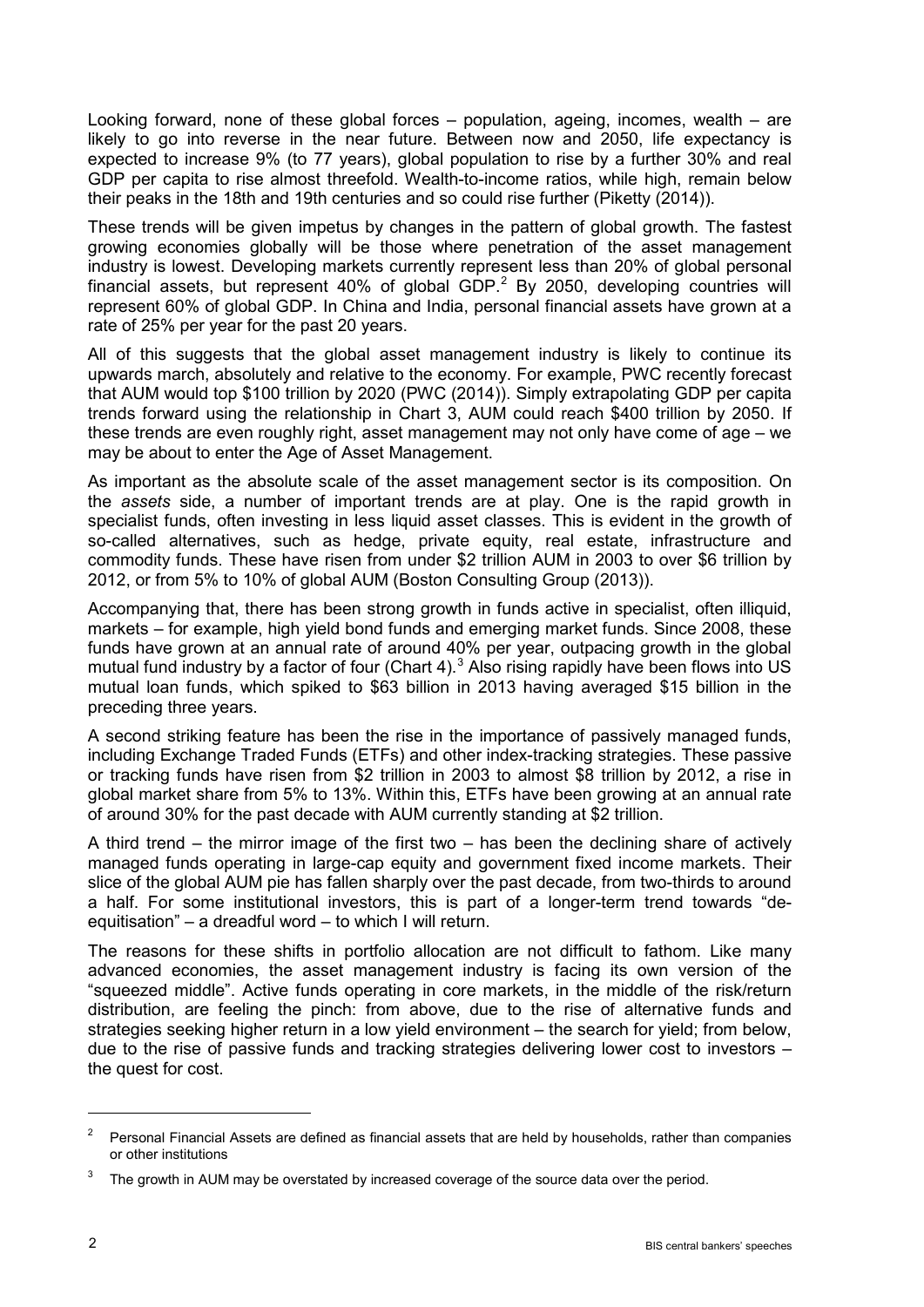Looking forward, none of these global forces – population, ageing, incomes, wealth – are likely to go into reverse in the near future. Between now and 2050, life expectancy is expected to increase 9% (to 77 years), global population to rise by a further 30% and real GDP per capita to rise almost threefold. Wealth-to-income ratios, while high, remain below their peaks in the 18th and 19th centuries and so could rise further (Piketty (2014)).

These trends will be given impetus by changes in the pattern of global growth. The fastest growing economies globally will be those where penetration of the asset management industry is lowest. Developing markets currently represent less than 20% of global personal financial assets, but represent 40% of global GDP.[2] By 2050, developing countries will represent 60% of global GDP. In China and India, personal financial assets have grown at a rate of 25% per year for the past 20 years.

All of this suggests that the global asset management industry is likely to continue its upwards march, absolutely and relative to the economy. For example, PWC recently forecast that AUM would top \$100 trillion by 2020 (PWC (2014)). Simply extrapolating GDP per capita trends forward using the relationship in Chart 3, AUM could reach \$400 trillion by 2050. If these trends are even roughly right, asset management may not only have come of age – we may be about to enter the Age of Asset Management.

As important as the absolute scale of the asset management sector is its composition. On the *assets* side, a number of important trends are at play. One is the rapid growth in specialist funds, often investing in less liquid asset classes. This is evident in the growth of so-called alternatives, such as hedge, private equity, real estate, infrastructure and commodity funds. These have risen from under \$2 trillion AUM in 2003 to over \$6 trillion by 2012, or from 5% to 10% of global AUM (Boston Consulting Group (2013)).

Accompanying that, there has been strong growth in funds active in specialist, often illiquid, markets – for example, high yield bond funds and emerging market funds. Since 2008, these funds have grown at an annual rate of around 40% per year, outpacing growth in the global mutual fund industry by a factor of four (Chart 4).[3] Also rising rapidly have been flows into US mutual loan funds, which spiked to \$63 billion in 2013 having averaged \$15 billion in the preceding three years.

A second striking feature has been the rise in the importance of passively managed funds, including Exchange Traded Funds (ETFs) and other index-tracking strategies. These passive or tracking funds have risen from \$2 trillion in 2003 to almost \$8 trillion by 2012, a rise in global market share from 5% to 13%. Within this, ETFs have been growing at an annual rate of around 30% for the past decade with AUM currently standing at \$2 trillion.

A third trend – the mirror image of the first two – has been the declining share of actively managed funds operating in large-cap equity and government fixed income markets. Their slice of the global AUM pie has fallen sharply over the past decade, from two-thirds to around a half. For some institutional investors, this is part of a longer-term trend towards "de-equitisation" – a dreadful word – to which I will return.

The reasons for these shifts in portfolio allocation are not difficult to fathom. Like many advanced economies, the asset management industry is facing its own version of the "squeezed middle". Active funds operating in core markets, in the middle of the risk/return distribution, are feeling the pinch: from above, due to the rise of alternative funds and strategies seeking higher return in a low yield environment – the search for yield; from below, due to the rise of passive funds and tracking strategies delivering lower cost to investors – the quest for cost.

---

[2] Personal Financial Assets are defined as financial assets that are held by households, rather than companies or other institutions

[3] The growth in AUM may be overstated by increased coverage of the source data over the period.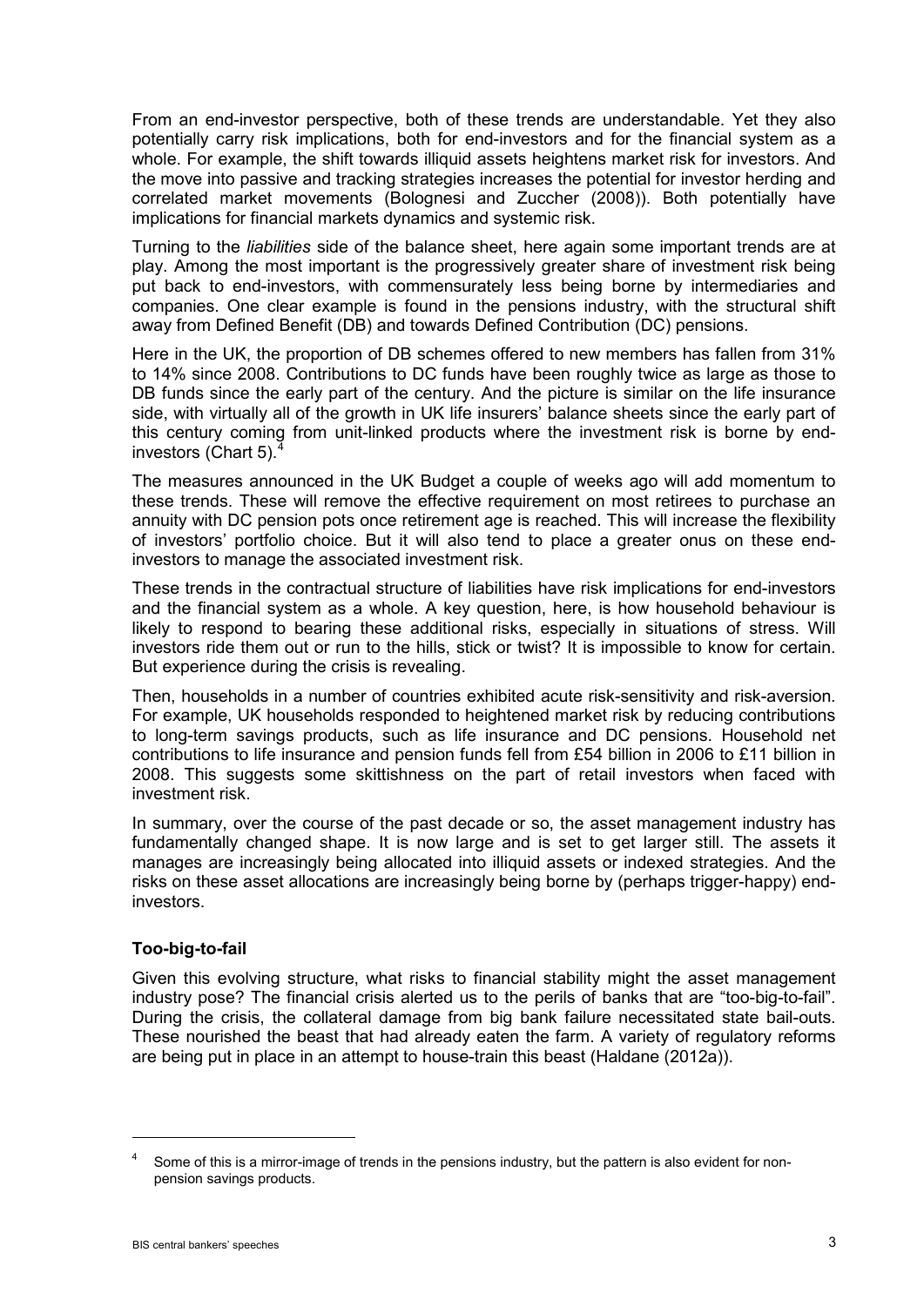From an end-investor perspective, both of these trends are understandable. Yet they also potentially carry risk implications, both for end-investors and for the financial system as a whole. For example, the shift towards illiquid assets heightens market risk for investors. And the move into passive and tracking strategies increases the potential for investor herding and correlated market movements (Bolognesi and Zuccher (2008)). Both potentially have implications for financial markets dynamics and systemic risk.

Turning to the *liabilities* side of the balance sheet, here again some important trends are at play. Among the most important is the progressively greater share of investment risk being put back to end-investors, with commensurately less being borne by intermediaries and companies. One clear example is found in the pensions industry, with the structural shift away from Defined Benefit (DB) and towards Defined Contribution (DC) pensions.

Here in the UK, the proportion of DB schemes offered to new members has fallen from 31% to 14% since 2008. Contributions to DC funds have been roughly twice as large as those to DB funds since the early part of the century. And the picture is similar on the life insurance side, with virtually all of the growth in UK life insurers' balance sheets since the early part of this century coming from unit-linked products where the investment risk is borne by end-investors (Chart 5).[4]

The measures announced in the UK Budget a couple of weeks ago will add momentum to these trends. These will remove the effective requirement on most retirees to purchase an annuity with DC pension pots once retirement age is reached. This will increase the flexibility of investors' portfolio choice. But it will also tend to place a greater onus on these end-investors to manage the associated investment risk.

These trends in the contractual structure of liabilities have risk implications for end-investors and the financial system as a whole. A key question, here, is how household behaviour is likely to respond to bearing these additional risks, especially in situations of stress. Will investors ride them out or run to the hills, stick or twist? It is impossible to know for certain. But experience during the crisis is revealing.

Then, households in a number of countries exhibited acute risk-sensitivity and risk-aversion. For example, UK households responded to heightened market risk by reducing contributions to long-term savings products, such as life insurance and DC pensions. Household net contributions to life insurance and pension funds fell from £54 billion in 2006 to £11 billion in 2008. This suggests some skittishness on the part of retail investors when faced with investment risk.

In summary, over the course of the past decade or so, the asset management industry has fundamentally changed shape. It is now large and is set to get larger still. The assets it manages are increasingly being allocated into illiquid assets or indexed strategies. And the risks on these asset allocations are increasingly being borne by (perhaps trigger-happy) end-investors.

### Too-big-to-fail

Given this evolving structure, what risks to financial stability might the asset management industry pose? The financial crisis alerted us to the perils of banks that are "too-big-to-fail". During the crisis, the collateral damage from big bank failure necessitated state bail-outs. These nourished the beast that had already eaten the farm. A variety of regulatory reforms are being put in place in an attempt to house-train this beast (Haldane (2012a)).

---

[4] Some of this is a mirror-image of trends in the pensions industry, but the pattern is also evident for non-pension savings products.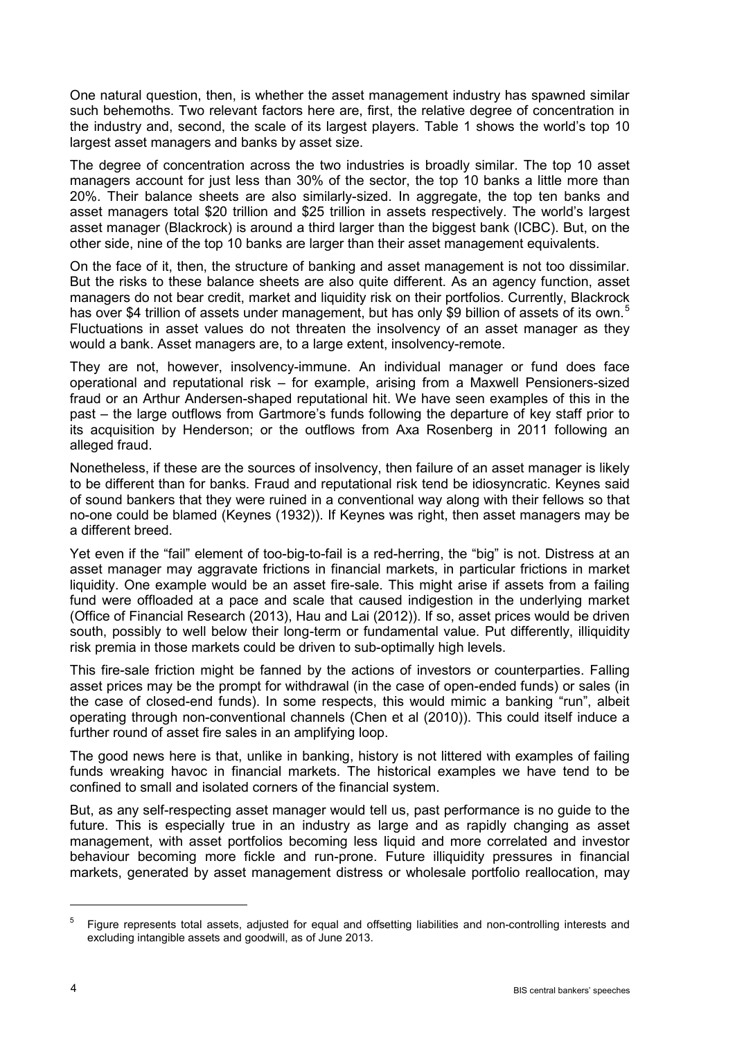One natural question, then, is whether the asset management industry has spawned similar such behemoths. Two relevant factors here are, first, the relative degree of concentration in the industry and, second, the scale of its largest players. Table 1 shows the world's top 10 largest asset managers and banks by asset size.

The degree of concentration across the two industries is broadly similar. The top 10 asset managers account for just less than 30% of the sector, the top 10 banks a little more than 20%. Their balance sheets are also similarly-sized. In aggregate, the top ten banks and asset managers total \$20 trillion and \$25 trillion in assets respectively. The world's largest asset manager (Blackrock) is around a third larger than the biggest bank (ICBC). But, on the other side, nine of the top 10 banks are larger than their asset management equivalents.

On the face of it, then, the structure of banking and asset management is not too dissimilar. But the risks to these balance sheets are also quite different. As an agency function, asset managers do not bear credit, market and liquidity risk on their portfolios. Currently, Blackrock has over \$4 trillion of assets under management, but has only \$9 billion of assets of its own.[5] Fluctuations in asset values do not threaten the insolvency of an asset manager as they would a bank. Asset managers are, to a large extent, insolvency-remote.

They are not, however, insolvency-immune. An individual manager or fund does face operational and reputational risk – for example, arising from a Maxwell Pensioners-sized fraud or an Arthur Andersen-shaped reputational hit. We have seen examples of this in the past – the large outflows from Gartmore's funds following the departure of key staff prior to its acquisition by Henderson; or the outflows from Axa Rosenberg in 2011 following an alleged fraud.

Nonetheless, if these are the sources of insolvency, then failure of an asset manager is likely to be different than for banks. Fraud and reputational risk tend be idiosyncratic. Keynes said of sound bankers that they were ruined in a conventional way along with their fellows so that no-one could be blamed (Keynes (1932)). If Keynes was right, then asset managers may be a different breed.

Yet even if the "fail" element of too-big-to-fail is a red-herring, the "big" is not. Distress at an asset manager may aggravate frictions in financial markets, in particular frictions in market liquidity. One example would be an asset fire-sale. This might arise if assets from a failing fund were offloaded at a pace and scale that caused indigestion in the underlying market (Office of Financial Research (2013), Hau and Lai (2012)). If so, asset prices would be driven south, possibly to well below their long-term or fundamental value. Put differently, illiquidity risk premia in those markets could be driven to sub-optimally high levels.

This fire-sale friction might be fanned by the actions of investors or counterparties. Falling asset prices may be the prompt for withdrawal (in the case of open-ended funds) or sales (in the case of closed-end funds). In some respects, this would mimic a banking "run", albeit operating through non-conventional channels (Chen et al (2010)). This could itself induce a further round of asset fire sales in an amplifying loop.

The good news here is that, unlike in banking, history is not littered with examples of failing funds wreaking havoc in financial markets. The historical examples we have tend to be confined to small and isolated corners of the financial system.

But, as any self-respecting asset manager would tell us, past performance is no guide to the future. This is especially true in an industry as large and as rapidly changing as asset management, with asset portfolios becoming less liquid and more correlated and investor behaviour becoming more fickle and run-prone. Future illiquidity pressures in financial markets, generated by asset management distress or wholesale portfolio reallocation, may

---

[5] Figure represents total assets, adjusted for equal and offsetting liabilities and non-controlling interests and excluding intangible assets and goodwill, as of June 2013.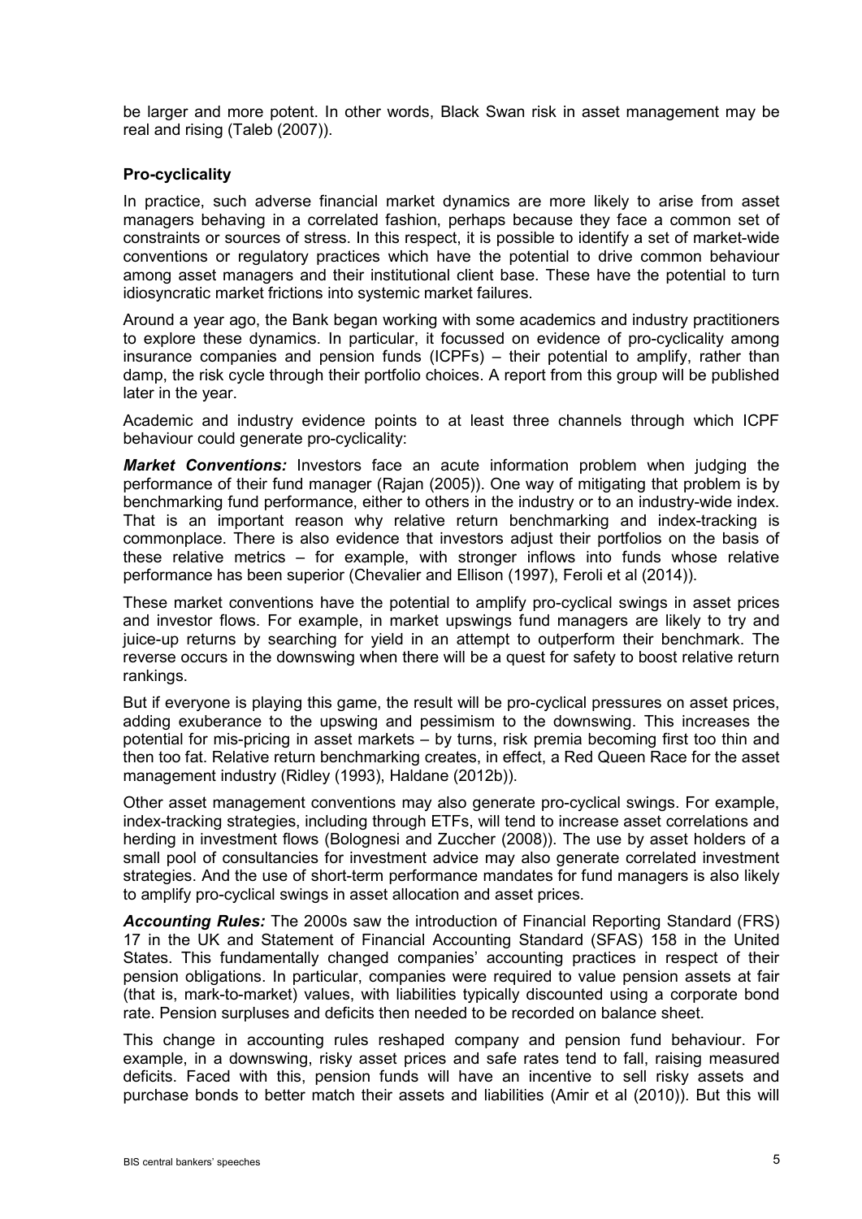be larger and more potent. In other words, Black Swan risk in asset management may be real and rising (Taleb (2007)).

### Pro-cyclicality

In practice, such adverse financial market dynamics are more likely to arise from asset managers behaving in a correlated fashion, perhaps because they face a common set of constraints or sources of stress. In this respect, it is possible to identify a set of market-wide conventions or regulatory practices which have the potential to drive common behaviour among asset managers and their institutional client base. These have the potential to turn idiosyncratic market frictions into systemic market failures.

Around a year ago, the Bank began working with some academics and industry practitioners to explore these dynamics. In particular, it focussed on evidence of pro-cyclicality among insurance companies and pension funds (ICPFs) – their potential to amplify, rather than damp, the risk cycle through their portfolio choices. A report from this group will be published later in the year.

Academic and industry evidence points to at least three channels through which ICPF behaviour could generate pro-cyclicality:

***Market Conventions:*** Investors face an acute information problem when judging the performance of their fund manager (Rajan (2005)). One way of mitigating that problem is by benchmarking fund performance, either to others in the industry or to an industry-wide index. That is an important reason why relative return benchmarking and index-tracking is commonplace. There is also evidence that investors adjust their portfolios on the basis of these relative metrics – for example, with stronger inflows into funds whose relative performance has been superior (Chevalier and Ellison (1997), Feroli et al (2014)).

These market conventions have the potential to amplify pro-cyclical swings in asset prices and investor flows. For example, in market upswings fund managers are likely to try and juice-up returns by searching for yield in an attempt to outperform their benchmark. The reverse occurs in the downswing when there will be a quest for safety to boost relative return rankings.

But if everyone is playing this game, the result will be pro-cyclical pressures on asset prices, adding exuberance to the upswing and pessimism to the downswing. This increases the potential for mis-pricing in asset markets – by turns, risk premia becoming first too thin and then too fat. Relative return benchmarking creates, in effect, a Red Queen Race for the asset management industry (Ridley (1993), Haldane (2012b)).

Other asset management conventions may also generate pro-cyclical swings. For example, index-tracking strategies, including through ETFs, will tend to increase asset correlations and herding in investment flows (Bolognesi and Zuccher (2008)). The use by asset holders of a small pool of consultancies for investment advice may also generate correlated investment strategies. And the use of short-term performance mandates for fund managers is also likely to amplify pro-cyclical swings in asset allocation and asset prices.

***Accounting Rules:*** The 2000s saw the introduction of Financial Reporting Standard (FRS) 17 in the UK and Statement of Financial Accounting Standard (SFAS) 158 in the United States. This fundamentally changed companies' accounting practices in respect of their pension obligations. In particular, companies were required to value pension assets at fair (that is, mark-to-market) values, with liabilities typically discounted using a corporate bond rate. Pension surpluses and deficits then needed to be recorded on balance sheet.

This change in accounting rules reshaped company and pension fund behaviour. For example, in a downswing, risky asset prices and safe rates tend to fall, raising measured deficits. Faced with this, pension funds will have an incentive to sell risky assets and purchase bonds to better match their assets and liabilities (Amir et al (2010)). But this will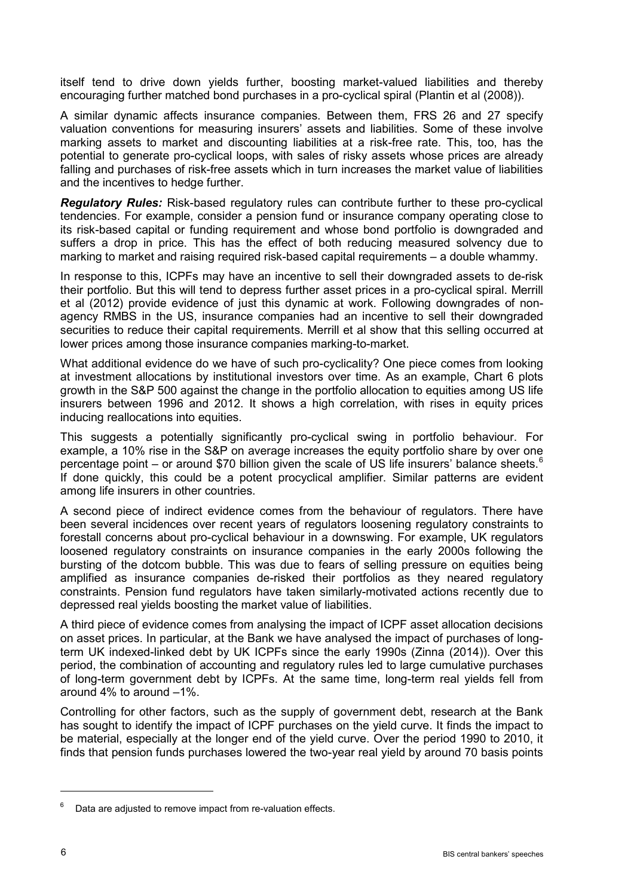itself tend to drive down yields further, boosting market-valued liabilities and thereby encouraging further matched bond purchases in a pro-cyclical spiral (Plantin et al (2008)).

A similar dynamic affects insurance companies. Between them, FRS 26 and 27 specify valuation conventions for measuring insurers' assets and liabilities. Some of these involve marking assets to market and discounting liabilities at a risk-free rate. This, too, has the potential to generate pro-cyclical loops, with sales of risky assets whose prices are already falling and purchases of risk-free assets which in turn increases the market value of liabilities and the incentives to hedge further.

***Regulatory Rules:*** Risk-based regulatory rules can contribute further to these pro-cyclical tendencies. For example, consider a pension fund or insurance company operating close to its risk-based capital or funding requirement and whose bond portfolio is downgraded and suffers a drop in price. This has the effect of both reducing measured solvency due to marking to market and raising required risk-based capital requirements – a double whammy.

In response to this, ICPFs may have an incentive to sell their downgraded assets to de-risk their portfolio. But this will tend to depress further asset prices in a pro-cyclical spiral. Merrill et al (2012) provide evidence of just this dynamic at work. Following downgrades of non-agency RMBS in the US, insurance companies had an incentive to sell their downgraded securities to reduce their capital requirements. Merrill et al show that this selling occurred at lower prices among those insurance companies marking-to-market.

What additional evidence do we have of such pro-cyclicality? One piece comes from looking at investment allocations by institutional investors over time. As an example, Chart 6 plots growth in the S&P 500 against the change in the portfolio allocation to equities among US life insurers between 1996 and 2012. It shows a high correlation, with rises in equity prices inducing reallocations into equities.

This suggests a potentially significantly pro-cyclical swing in portfolio behaviour. For example, a 10% rise in the S&P on average increases the equity portfolio share by over one percentage point – or around $70 billion given the scale of US life insurers' balance sheets.[6] If done quickly, this could be a potent procyclical amplifier. Similar patterns are evident among life insurers in other countries.

A second piece of indirect evidence comes from the behaviour of regulators. There have been several incidences over recent years of regulators loosening regulatory constraints to forestall concerns about pro-cyclical behaviour in a downswing. For example, UK regulators loosened regulatory constraints on insurance companies in the early 2000s following the bursting of the dotcom bubble. This was due to fears of selling pressure on equities being amplified as insurance companies de-risked their portfolios as they neared regulatory constraints. Pension fund regulators have taken similarly-motivated actions recently due to depressed real yields boosting the market value of liabilities.

A third piece of evidence comes from analysing the impact of ICPF asset allocation decisions on asset prices. In particular, at the Bank we have analysed the impact of purchases of long-term UK indexed-linked debt by UK ICPFs since the early 1990s (Zinna (2014)). Over this period, the combination of accounting and regulatory rules led to large cumulative purchases of long-term government debt by ICPFs. At the same time, long-term real yields fell from around 4% to around –1%.

Controlling for other factors, such as the supply of government debt, research at the Bank has sought to identify the impact of ICPF purchases on the yield curve. It finds the impact to be material, especially at the longer end of the yield curve. Over the period 1990 to 2010, it finds that pension funds purchases lowered the two-year real yield by around 70 basis points

[6] Data are adjusted to remove impact from re-valuation effects.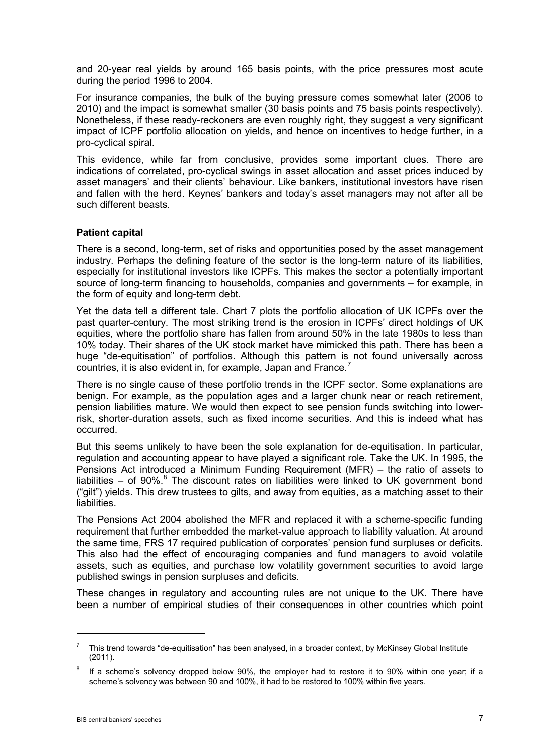and 20-year real yields by around 165 basis points, with the price pressures most acute during the period 1996 to 2004.

For insurance companies, the bulk of the buying pressure comes somewhat later (2006 to 2010) and the impact is somewhat smaller (30 basis points and 75 basis points respectively). Nonetheless, if these ready-reckoners are even roughly right, they suggest a very significant impact of ICPF portfolio allocation on yields, and hence on incentives to hedge further, in a pro-cyclical spiral.

This evidence, while far from conclusive, provides some important clues. There are indications of correlated, pro-cyclical swings in asset allocation and asset prices induced by asset managers' and their clients' behaviour. Like bankers, institutional investors have risen and fallen with the herd. Keynes' bankers and today's asset managers may not after all be such different beasts.

**Patient capital**

There is a second, long-term, set of risks and opportunities posed by the asset management industry. Perhaps the defining feature of the sector is the long-term nature of its liabilities, especially for institutional investors like ICPFs. This makes the sector a potentially important source of long-term financing to households, companies and governments – for example, in the form of equity and long-term debt.

Yet the data tell a different tale. Chart 7 plots the portfolio allocation of UK ICPFs over the past quarter-century. The most striking trend is the erosion in ICPFs' direct holdings of UK equities, where the portfolio share has fallen from around 50% in the late 1980s to less than 10% today. Their shares of the UK stock market have mimicked this path. There has been a huge "de-equitisation" of portfolios. Although this pattern is not found universally across countries, it is also evident in, for example, Japan and France.[7]

There is no single cause of these portfolio trends in the ICPF sector. Some explanations are benign. For example, as the population ages and a larger chunk near or reach retirement, pension liabilities mature. We would then expect to see pension funds switching into lower-risk, shorter-duration assets, such as fixed income securities. And this is indeed what has occurred.

But this seems unlikely to have been the sole explanation for de-equitisation. In particular, regulation and accounting appear to have played a significant role. Take the UK. In 1995, the Pensions Act introduced a Minimum Funding Requirement (MFR) – the ratio of assets to liabilities – of 90%.[8] The discount rates on liabilities were linked to UK government bond ("gilt") yields. This drew trustees to gilts, and away from equities, as a matching asset to their liabilities.

The Pensions Act 2004 abolished the MFR and replaced it with a scheme-specific funding requirement that further embedded the market-value approach to liability valuation. At around the same time, FRS 17 required publication of corporates' pension fund surpluses or deficits. This also had the effect of encouraging companies and fund managers to avoid volatile assets, such as equities, and purchase low volatility government securities to avoid large published swings in pension surpluses and deficits.

These changes in regulatory and accounting rules are not unique to the UK. There have been a number of empirical studies of their consequences in other countries which point

---

[7] This trend towards "de-equitisation" has been analysed, in a broader context, by McKinsey Global Institute (2011).

[8] If a scheme's solvency dropped below 90%, the employer had to restore it to 90% within one year; if a scheme's solvency was between 90 and 100%, it had to be restored to 100% within five years.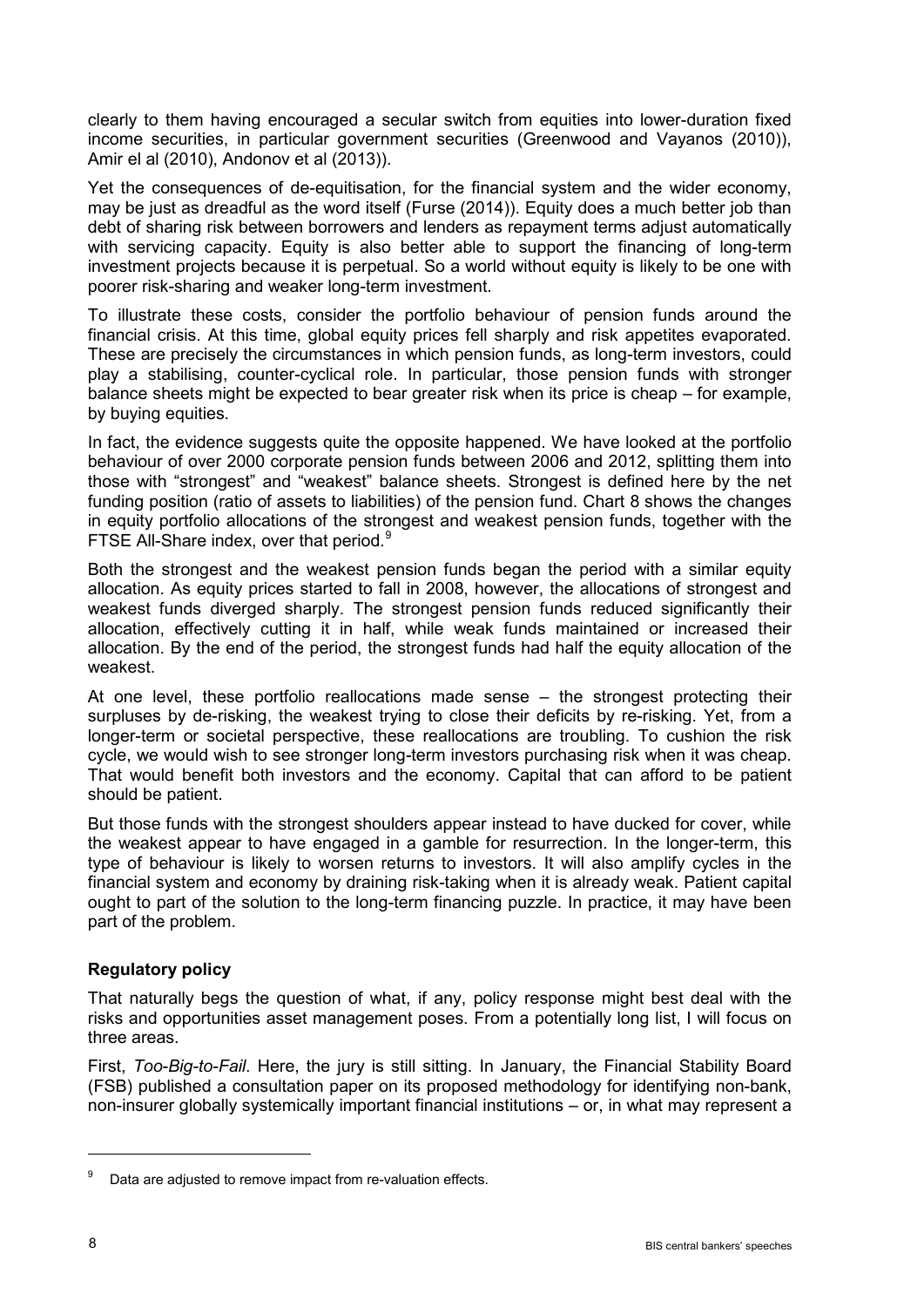clearly to them having encouraged a secular switch from equities into lower-duration fixed income securities, in particular government securities (Greenwood and Vayanos (2010)), Amir el al (2010), Andonov et al (2013)).

Yet the consequences of de-equitisation, for the financial system and the wider economy, may be just as dreadful as the word itself (Furse (2014)). Equity does a much better job than debt of sharing risk between borrowers and lenders as repayment terms adjust automatically with servicing capacity. Equity is also better able to support the financing of long-term investment projects because it is perpetual. So a world without equity is likely to be one with poorer risk-sharing and weaker long-term investment.

To illustrate these costs, consider the portfolio behaviour of pension funds around the financial crisis. At this time, global equity prices fell sharply and risk appetites evaporated. These are precisely the circumstances in which pension funds, as long-term investors, could play a stabilising, counter-cyclical role. In particular, those pension funds with stronger balance sheets might be expected to bear greater risk when its price is cheap – for example, by buying equities.

In fact, the evidence suggests quite the opposite happened. We have looked at the portfolio behaviour of over 2000 corporate pension funds between 2006 and 2012, splitting them into those with "strongest" and "weakest" balance sheets. Strongest is defined here by the net funding position (ratio of assets to liabilities) of the pension fund. Chart 8 shows the changes in equity portfolio allocations of the strongest and weakest pension funds, together with the FTSE All-Share index, over that period.[9]

Both the strongest and the weakest pension funds began the period with a similar equity allocation. As equity prices started to fall in 2008, however, the allocations of strongest and weakest funds diverged sharply. The strongest pension funds reduced significantly their allocation, effectively cutting it in half, while weak funds maintained or increased their allocation. By the end of the period, the strongest funds had half the equity allocation of the weakest.

At one level, these portfolio reallocations made sense – the strongest protecting their surpluses by de-risking, the weakest trying to close their deficits by re-risking. Yet, from a longer-term or societal perspective, these reallocations are troubling. To cushion the risk cycle, we would wish to see stronger long-term investors purchasing risk when it was cheap. That would benefit both investors and the economy. Capital that can afford to be patient should be patient.

But those funds with the strongest shoulders appear instead to have ducked for cover, while the weakest appear to have engaged in a gamble for resurrection. In the longer-term, this type of behaviour is likely to worsen returns to investors. It will also amplify cycles in the financial system and economy by draining risk-taking when it is already weak. Patient capital ought to part of the solution to the long-term financing puzzle. In practice, it may have been part of the problem.

## Regulatory policy

That naturally begs the question of what, if any, policy response might best deal with the risks and opportunities asset management poses. From a potentially long list, I will focus on three areas.

First, *Too-Big-to-Fail*. Here, the jury is still sitting. In January, the Financial Stability Board (FSB) published a consultation paper on its proposed methodology for identifying non-bank, non-insurer globally systemically important financial institutions – or, in what may represent a

---

[9] Data are adjusted to remove impact from re-valuation effects.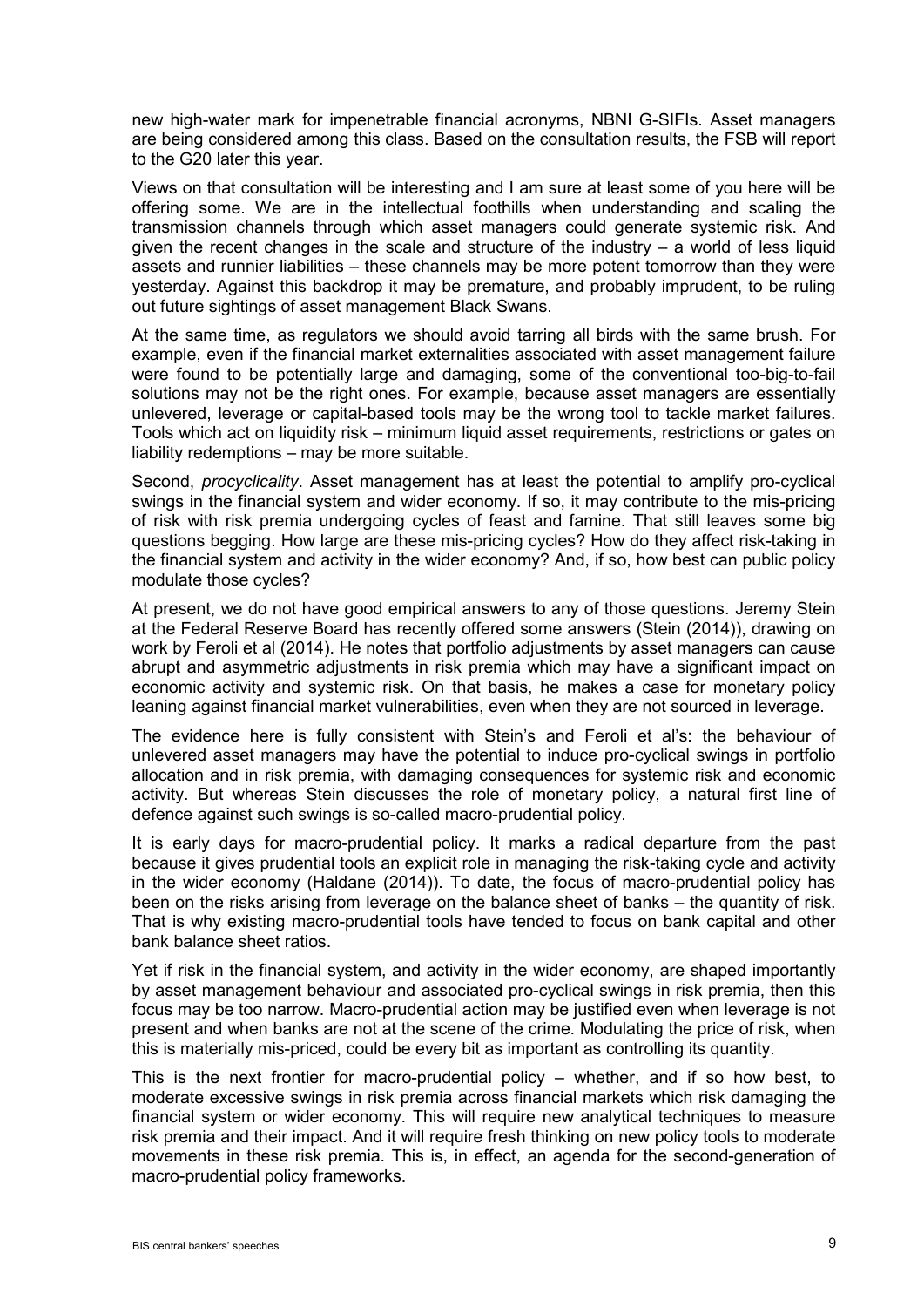new high-water mark for impenetrable financial acronyms, NBNI G-SIFIs. Asset managers are being considered among this class. Based on the consultation results, the FSB will report to the G20 later this year.

Views on that consultation will be interesting and I am sure at least some of you here will be offering some. We are in the intellectual foothills when understanding and scaling the transmission channels through which asset managers could generate systemic risk. And given the recent changes in the scale and structure of the industry – a world of less liquid assets and runnier liabilities – these channels may be more potent tomorrow than they were yesterday. Against this backdrop it may be premature, and probably imprudent, to be ruling out future sightings of asset management Black Swans.

At the same time, as regulators we should avoid tarring all birds with the same brush. For example, even if the financial market externalities associated with asset management failure were found to be potentially large and damaging, some of the conventional too-big-to-fail solutions may not be the right ones. For example, because asset managers are essentially unlevered, leverage or capital-based tools may be the wrong tool to tackle market failures. Tools which act on liquidity risk – minimum liquid asset requirements, restrictions or gates on liability redemptions – may be more suitable.

Second, *procyclicality*. Asset management has at least the potential to amplify pro-cyclical swings in the financial system and wider economy. If so, it may contribute to the mis-pricing of risk with risk premia undergoing cycles of feast and famine. That still leaves some big questions begging. How large are these mis-pricing cycles? How do they affect risk-taking in the financial system and activity in the wider economy? And, if so, how best can public policy modulate those cycles?

At present, we do not have good empirical answers to any of those questions. Jeremy Stein at the Federal Reserve Board has recently offered some answers (Stein (2014)), drawing on work by Feroli et al (2014). He notes that portfolio adjustments by asset managers can cause abrupt and asymmetric adjustments in risk premia which may have a significant impact on economic activity and systemic risk. On that basis, he makes a case for monetary policy leaning against financial market vulnerabilities, even when they are not sourced in leverage.

The evidence here is fully consistent with Stein's and Feroli et al's: the behaviour of unlevered asset managers may have the potential to induce pro-cyclical swings in portfolio allocation and in risk premia, with damaging consequences for systemic risk and economic activity. But whereas Stein discusses the role of monetary policy, a natural first line of defence against such swings is so-called macro-prudential policy.

It is early days for macro-prudential policy. It marks a radical departure from the past because it gives prudential tools an explicit role in managing the risk-taking cycle and activity in the wider economy (Haldane (2014)). To date, the focus of macro-prudential policy has been on the risks arising from leverage on the balance sheet of banks – the quantity of risk. That is why existing macro-prudential tools have tended to focus on bank capital and other bank balance sheet ratios.

Yet if risk in the financial system, and activity in the wider economy, are shaped importantly by asset management behaviour and associated pro-cyclical swings in risk premia, then this focus may be too narrow. Macro-prudential action may be justified even when leverage is not present and when banks are not at the scene of the crime. Modulating the price of risk, when this is materially mis-priced, could be every bit as important as controlling its quantity.

This is the next frontier for macro-prudential policy – whether, and if so how best, to moderate excessive swings in risk premia across financial markets which risk damaging the financial system or wider economy. This will require new analytical techniques to measure risk premia and their impact. And it will require fresh thinking on new policy tools to moderate movements in these risk premia. This is, in effect, an agenda for the second-generation of macro-prudential policy frameworks.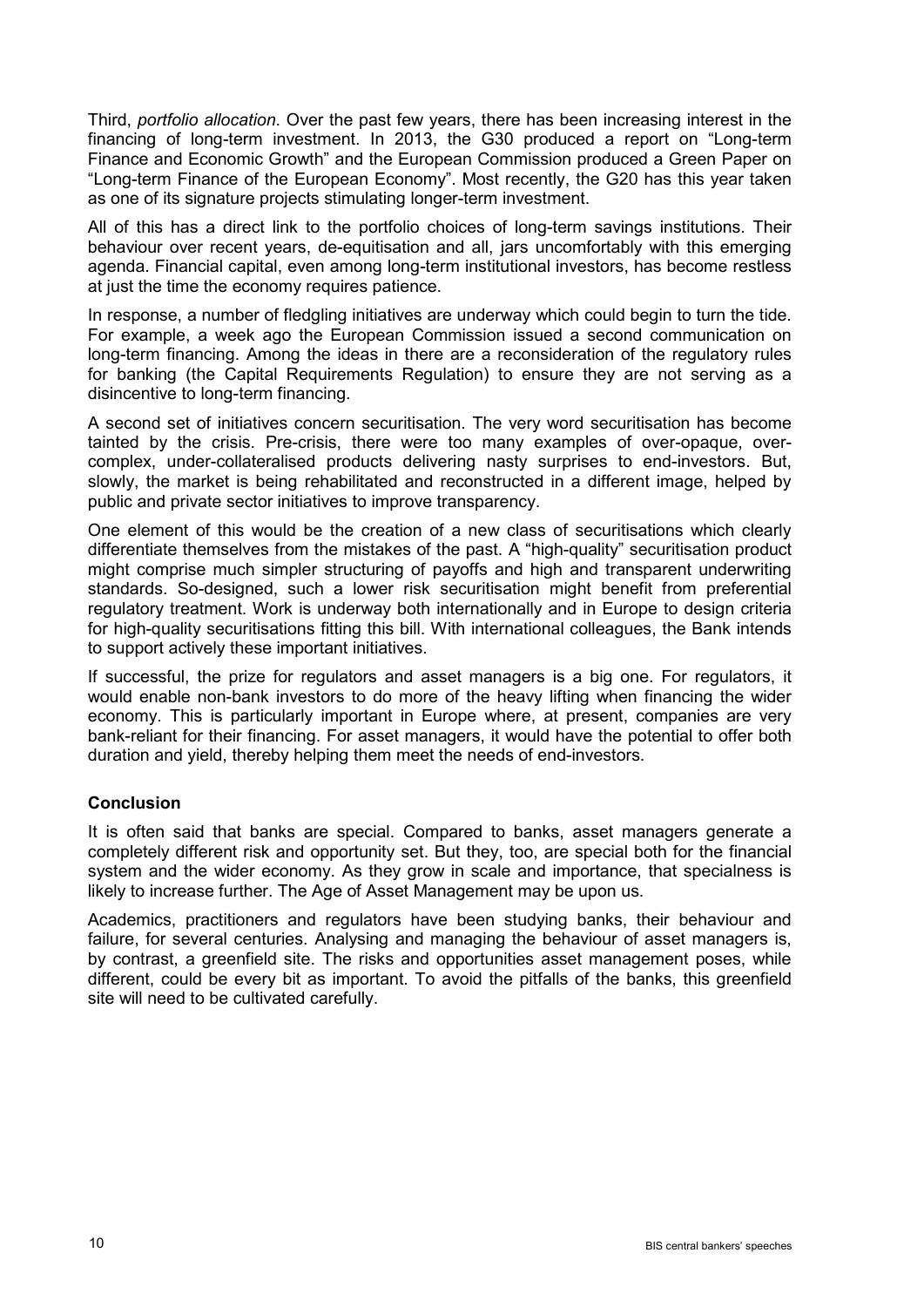Third, *portfolio allocation*. Over the past few years, there has been increasing interest in the financing of long-term investment. In 2013, the G30 produced a report on "Long-term Finance and Economic Growth" and the European Commission produced a Green Paper on "Long-term Finance of the European Economy". Most recently, the G20 has this year taken as one of its signature projects stimulating longer-term investment.

All of this has a direct link to the portfolio choices of long-term savings institutions. Their behaviour over recent years, de-equitisation and all, jars uncomfortably with this emerging agenda. Financial capital, even among long-term institutional investors, has become restless at just the time the economy requires patience.

In response, a number of fledgling initiatives are underway which could begin to turn the tide. For example, a week ago the European Commission issued a second communication on long-term financing. Among the ideas in there are a reconsideration of the regulatory rules for banking (the Capital Requirements Regulation) to ensure they are not serving as a disincentive to long-term financing.

A second set of initiatives concern securitisation. The very word securitisation has become tainted by the crisis. Pre-crisis, there were too many examples of over-opaque, over-complex, under-collateralised products delivering nasty surprises to end-investors. But, slowly, the market is being rehabilitated and reconstructed in a different image, helped by public and private sector initiatives to improve transparency.

One element of this would be the creation of a new class of securitisations which clearly differentiate themselves from the mistakes of the past. A "high-quality" securitisation product might comprise much simpler structuring of payoffs and high and transparent underwriting standards. So-designed, such a lower risk securitisation might benefit from preferential regulatory treatment. Work is underway both internationally and in Europe to design criteria for high-quality securitisations fitting this bill. With international colleagues, the Bank intends to support actively these important initiatives.

If successful, the prize for regulators and asset managers is a big one. For regulators, it would enable non-bank investors to do more of the heavy lifting when financing the wider economy. This is particularly important in Europe where, at present, companies are very bank-reliant for their financing. For asset managers, it would have the potential to offer both duration and yield, thereby helping them meet the needs of end-investors.

## Conclusion

It is often said that banks are special. Compared to banks, asset managers generate a completely different risk and opportunity set. But they, too, are special both for the financial system and the wider economy. As they grow in scale and importance, that specialness is likely to increase further. The Age of Asset Management may be upon us.

Academics, practitioners and regulators have been studying banks, their behaviour and failure, for several centuries. Analysing and managing the behaviour of asset managers is, by contrast, a greenfield site. The risks and opportunities asset management poses, while different, could be every bit as important. To avoid the pitfalls of the banks, this greenfield site will need to be cultivated carefully.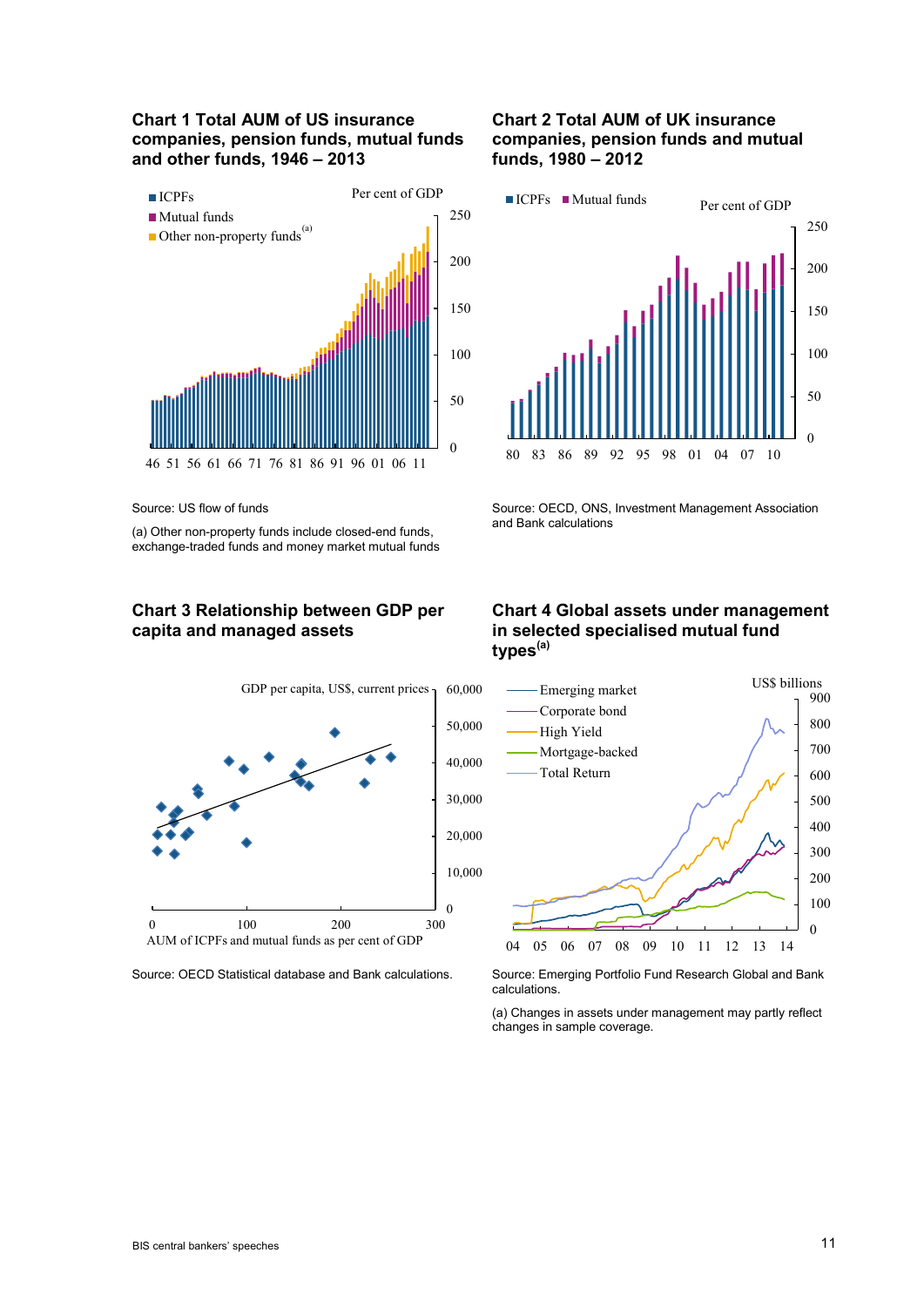### Chart 1 Total AUM of US insurance companies, pension funds, mutual funds and other funds, 1946 – 2013

Source: US flow of funds

(a) Other non-property funds include closed-end funds, exchange-traded funds and money market mutual funds

### Chart 2 Total AUM of UK insurance companies, pension funds and mutual funds, 1980 – 2012

Source: OECD, ONS, Investment Management Association and Bank calculations

### Chart 3 Relationship between GDP per capita and managed assets

Source: OECD Statistical database and Bank calculations.

### Chart 4 Global assets under management in selected specialised mutual fund types[(a)]

Source: Emerging Portfolio Fund Research Global and Bank calculations.

(a) Changes in assets under management may partly reflect changes in sample coverage.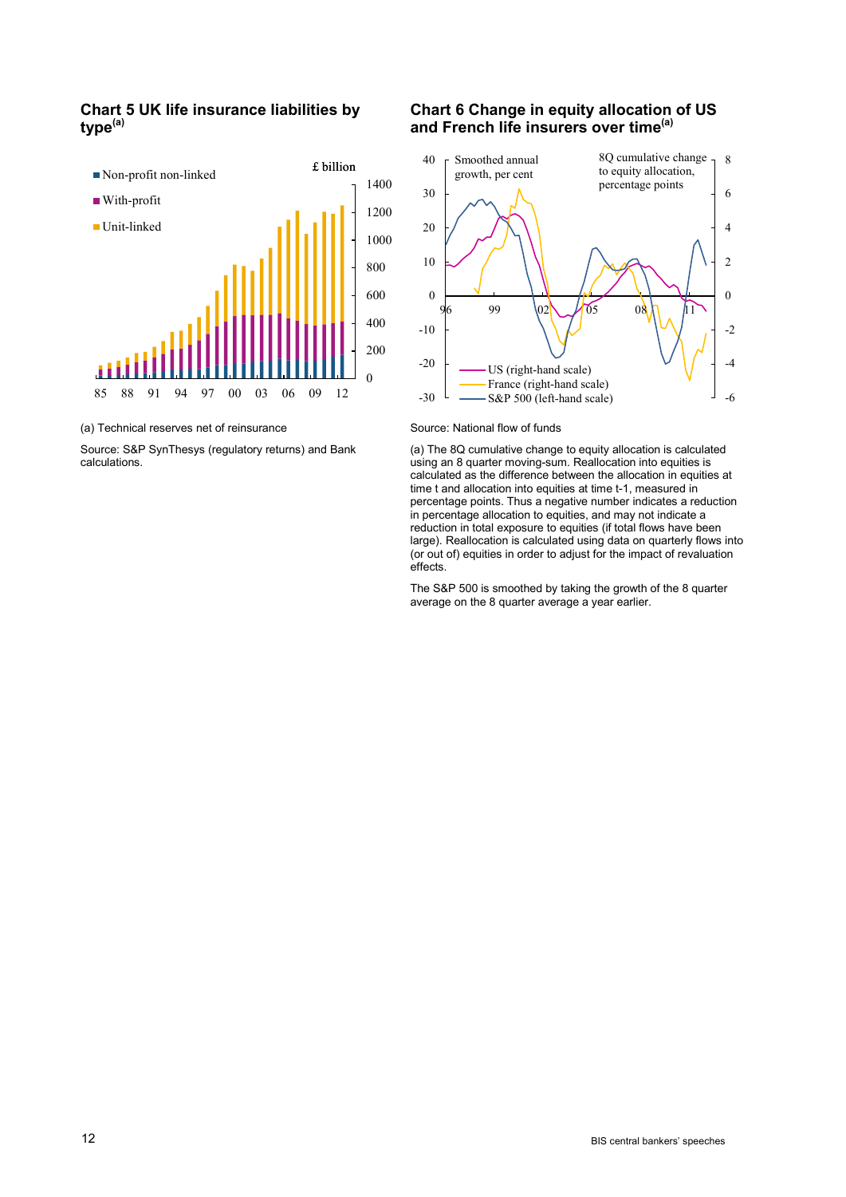### Chart 5 UK life insurance liabilities by type[(a)]

(a) Technical reserves net of reinsurance

Source: S&P SynThesys (regulatory returns) and Bank calculations.

### Chart 6 Change in equity allocation of US and French life insurers over time[(a)]

Source: National flow of funds

(a) The 8Q cumulative change to equity allocation is calculated using an 8 quarter moving-sum. Reallocation into equities is calculated as the difference between the allocation in equities at time t and allocation into equities at time t-1, measured in percentage points. Thus a negative number indicates a reduction in percentage allocation to equities, and may not indicate a reduction in total exposure to equities (if total flows have been large). Reallocation is calculated using data on quarterly flows into (or out of) equities in order to adjust for the impact of revaluation effects.

The S&P 500 is smoothed by taking the growth of the 8 quarter average on the 8 quarter average a year earlier.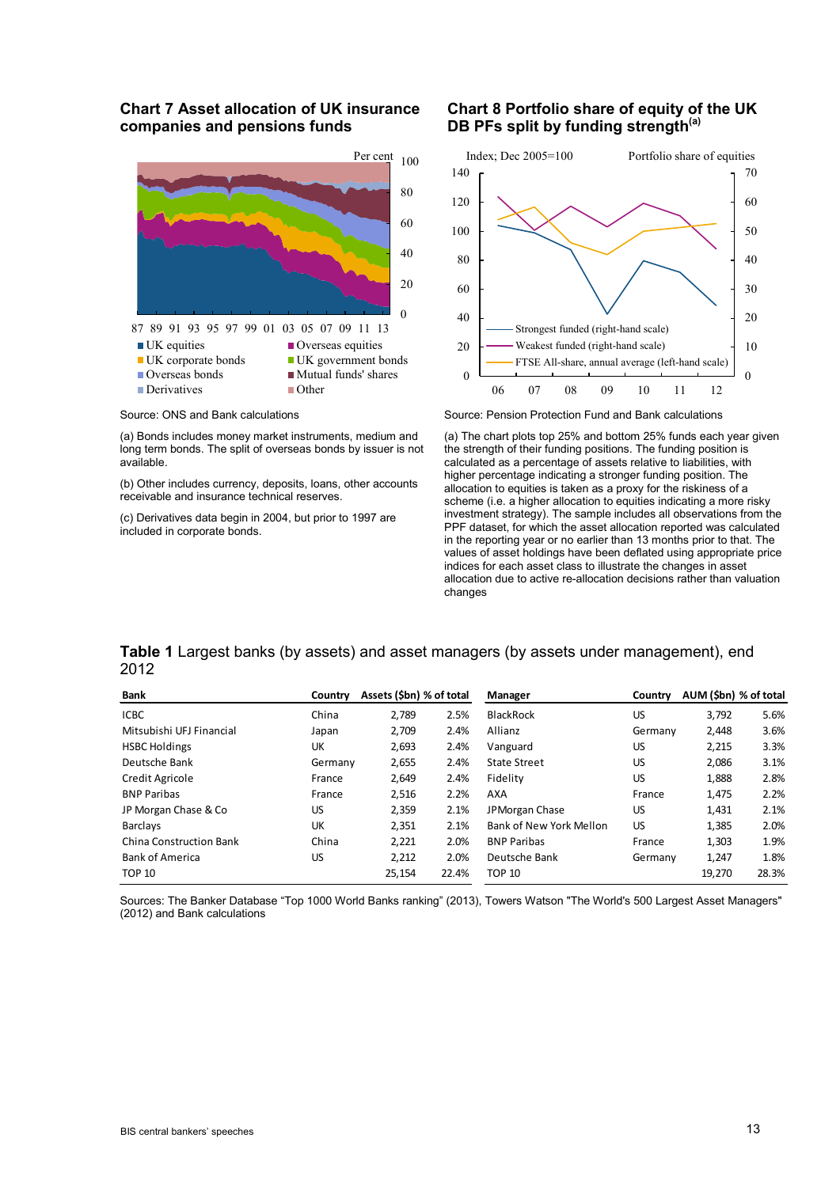### Chart 7 Asset allocation of UK insurance companies and pensions funds

Source: ONS and Bank calculations

(a) Bonds includes money market instruments, medium and long term bonds. The split of overseas bonds by issuer is not available.

(b) Other includes currency, deposits, loans, other accounts receivable and insurance technical reserves.

(c) Derivatives data begin in 2004, but prior to 1997 are included in corporate bonds.

### Chart 8 Portfolio share of equity of the UK DB PFs split by funding strength[(a)]

Source: Pension Protection Fund and Bank calculations

(a) The chart plots top 25% and bottom 25% funds each year given the strength of their funding positions. The funding position is calculated as a percentage of assets relative to liabilities, with higher percentage indicating a stronger funding position. The allocation to equities is taken as a proxy for the riskiness of a scheme (i.e. a higher allocation to equities indicating a more risky investment strategy). The sample includes all observations from the PPF dataset, for which the asset allocation reported was calculated in the reporting year or no earlier than 13 months prior to that. The values of asset holdings have been deflated using appropriate price indices for each asset class to illustrate the changes in asset allocation due to active re-allocation decisions rather than valuation changes

**Table 1** Largest banks (by assets) and asset managers (by assets under management), end 2012

| Bank | Country | Assets ($bn) | % of total | Manager | Country | AUM ($bn) | % of total |
|---|---|---|---|---|---|---|---|
| ICBC | China | 2,789 | 2.5% | BlackRock | US | 3,792 | 5.6% |
| Mitsubishi UFJ Financial | Japan | 2,709 | 2.4% | Allianz | Germany | 2,448 | 3.6% |
| HSBC Holdings | UK | 2,693 | 2.4% | Vanguard | US | 2,215 | 3.3% |
| Deutsche Bank | Germany | 2,655 | 2.4% | State Street | US | 2,086 | 3.1% |
| Credit Agricole | France | 2,649 | 2.4% | Fidelity | US | 1,888 | 2.8% |
| BNP Paribas | France | 2,516 | 2.2% | AXA | France | 1,475 | 2.2% |
| JP Morgan Chase & Co | US | 2,359 | 2.1% | JPMorgan Chase | US | 1,431 | 2.1% |
| Barclays | UK | 2,351 | 2.1% | Bank of New York Mellon | US | 1,385 | 2.0% |
| China Construction Bank | China | 2,221 | 2.0% | BNP Paribas | France | 1,303 | 1.9% |
| Bank of America | US | 2,212 | 2.0% | Deutsche Bank | Germany | 1,247 | 1.8% |
| TOP 10 | | 25,154 | 22.4% | TOP 10 | | 19,270 | 28.3% |

Sources: The Banker Database "Top 1000 World Banks ranking" (2013), Towers Watson "The World's 500 Largest Asset Managers" (2012) and Bank calculations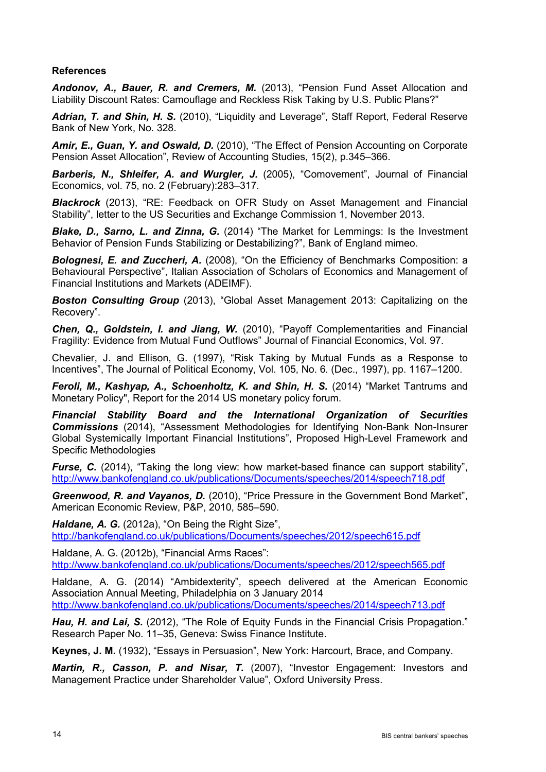**References**

***Andonov, A., Bauer, R. and Cremers, M.*** (2013), "Pension Fund Asset Allocation and Liability Discount Rates: Camouflage and Reckless Risk Taking by U.S. Public Plans?"

***Adrian, T. and Shin, H. S.*** (2010), "Liquidity and Leverage", Staff Report, Federal Reserve Bank of New York, No. 328.

***Amir, E., Guan, Y. and Oswald, D.*** (2010), "The Effect of Pension Accounting on Corporate Pension Asset Allocation", Review of Accounting Studies, 15(2), p.345–366.

***Barberis, N., Shleifer, A. and Wurgler, J.*** (2005), "Comovement", Journal of Financial Economics, vol. 75, no. 2 (February):283–317.

***Blackrock*** (2013), "RE: Feedback on OFR Study on Asset Management and Financial Stability", letter to the US Securities and Exchange Commission 1, November 2013.

***Blake, D., Sarno, L. and Zinna, G.*** (2014) "The Market for Lemmings: Is the Investment Behavior of Pension Funds Stabilizing or Destabilizing?", Bank of England mimeo.

***Bolognesi, E. and Zuccheri, A.*** (2008), "On the Efficiency of Benchmarks Composition: a Behavioural Perspective", Italian Association of Scholars of Economics and Management of Financial Institutions and Markets (ADEIMF).

***Boston Consulting Group*** (2013), "Global Asset Management 2013: Capitalizing on the Recovery".

***Chen, Q., Goldstein, I. and Jiang, W.*** (2010), "Payoff Complementarities and Financial Fragility: Evidence from Mutual Fund Outflows" Journal of Financial Economics, Vol. 97.

Chevalier, J. and Ellison, G. (1997), "Risk Taking by Mutual Funds as a Response to Incentives", The Journal of Political Economy, Vol. 105, No. 6. (Dec., 1997), pp. 1167–1200.

***Feroli, M., Kashyap, A., Schoenholtz, K. and Shin, H. S.*** (2014) "Market Tantrums and Monetary Policy", Report for the 2014 US monetary policy forum.

***Financial Stability Board and the International Organization of Securities Commissions*** (2014), "Assessment Methodologies for Identifying Non-Bank Non-Insurer Global Systemically Important Financial Institutions", Proposed High-Level Framework and Specific Methodologies

***Furse, C.*** (2014), "Taking the long view: how market-based finance can support stability", http://www.bankofengland.co.uk/publications/Documents/speeches/2014/speech718.pdf

***Greenwood, R. and Vayanos, D.*** (2010), "Price Pressure in the Government Bond Market", American Economic Review, P&P, 2010, 585–590.

***Haldane, A. G.*** (2012a), "On Being the Right Size", http://bankofengland.co.uk/publications/Documents/speeches/2012/speech615.pdf

Haldane, A. G. (2012b), "Financial Arms Races": http://www.bankofengland.co.uk/publications/Documents/speeches/2012/speech565.pdf

Haldane, A. G. (2014) "Ambidexterity", speech delivered at the American Economic Association Annual Meeting, Philadelphia on 3 January 2014 http://www.bankofengland.co.uk/publications/Documents/speeches/2014/speech713.pdf

***Hau, H. and Lai, S.*** (2012), "The Role of Equity Funds in the Financial Crisis Propagation." Research Paper No. 11–35, Geneva: Swiss Finance Institute.

**Keynes, J. M.** (1932), "Essays in Persuasion", New York: Harcourt, Brace, and Company.

***Martin, R., Casson, P. and Nisar, T.*** (2007), "Investor Engagement: Investors and Management Practice under Shareholder Value", Oxford University Press.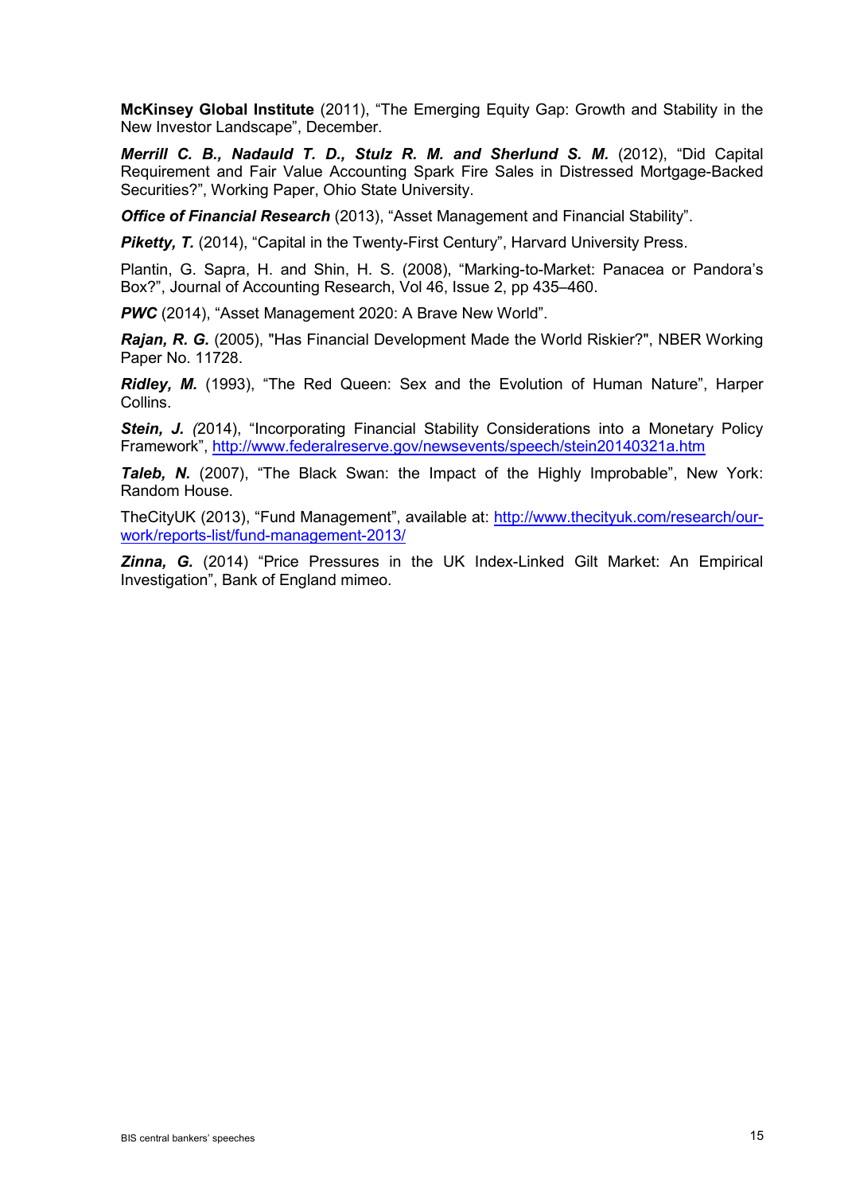**McKinsey Global Institute** (2011), "The Emerging Equity Gap: Growth and Stability in the New Investor Landscape", December.

***Merrill C. B., Nadauld T. D., Stulz R. M. and Sherlund S. M.*** (2012), "Did Capital Requirement and Fair Value Accounting Spark Fire Sales in Distressed Mortgage-Backed Securities?", Working Paper, Ohio State University.

***Office of Financial Research*** (2013), "Asset Management and Financial Stability".

***Piketty, T.*** (2014), "Capital in the Twenty-First Century", Harvard University Press.

Plantin, G. Sapra, H. and Shin, H. S. (2008), "Marking-to-Market: Panacea or Pandora's Box?", Journal of Accounting Research, Vol 46, Issue 2, pp 435–460.

***PWC*** (2014), "Asset Management 2020: A Brave New World".

***Rajan, R. G.*** (2005), "Has Financial Development Made the World Riskier?", NBER Working Paper No. 11728.

***Ridley, M.*** (1993), "The Red Queen: Sex and the Evolution of Human Nature", Harper Collins.

***Stein, J. (***2014), "Incorporating Financial Stability Considerations into a Monetary Policy Framework", http://www.federalreserve.gov/newsevents/speech/stein20140321a.htm

***Taleb, N.*** (2007), "The Black Swan: the Impact of the Highly Improbable", New York: Random House.

TheCityUK (2013), "Fund Management", available at: http://www.thecityuk.com/research/our-work/reports-list/fund-management-2013/

***Zinna, G.*** (2014) "Price Pressures in the UK Index-Linked Gilt Market: An Empirical Investigation", Bank of England mimeo.